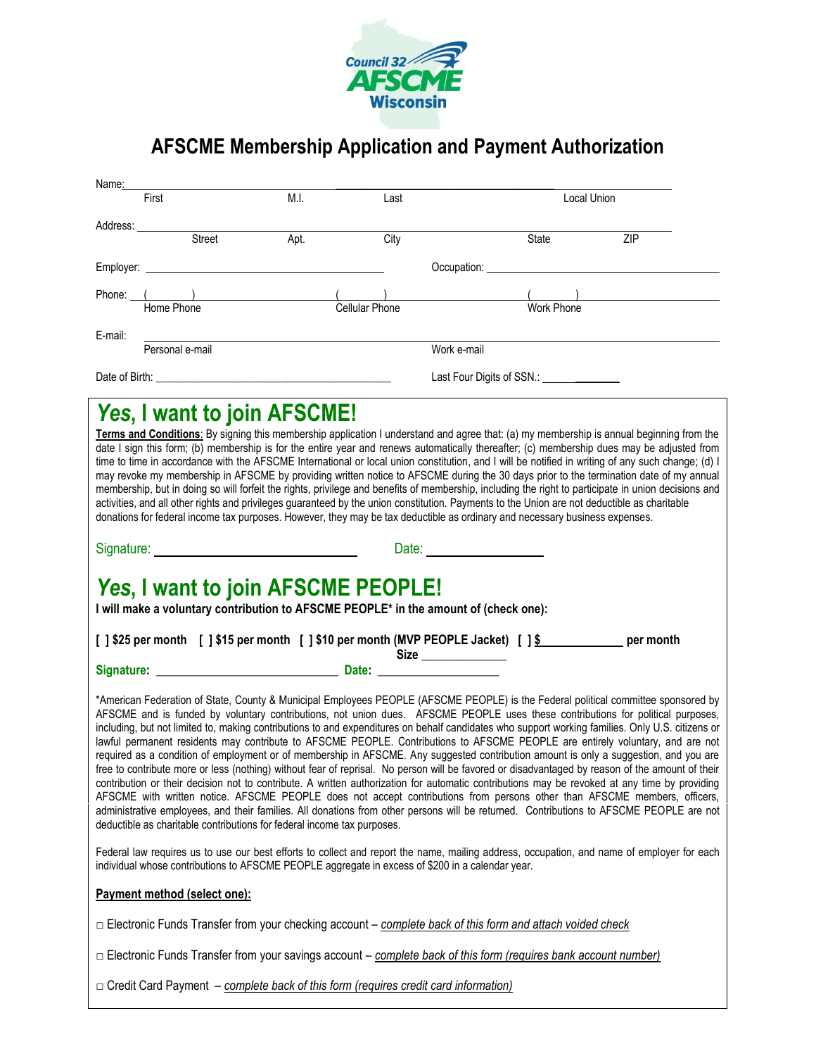Council 32 AFSCME Wisconsin

# AFSCME Membership Application and Payment Authorization

Name: ______________________________________________ ______________________________
First M.I. Last Local Union

Address: ______________________________________________
Street Apt. City State ZIP

Employer: ____________________________ Occupation: ____________________________

Phone: ( ) ______________ ( ) ______________ ( ) ______________
Home Phone Cellular Phone Work Phone

E-mail: ______________________________________________
Personal e-mail Work e-mail

Date of Birth: ____________________________ Last Four Digits of SSN.: ______________

## *Yes*, I want to join AFSCME!

**Terms and Conditions**: By signing this membership application I understand and agree that: (a) my membership is annual beginning from the date I sign this form; (b) membership is for the entire year and renews automatically thereafter; (c) membership dues may be adjusted from time to time in accordance with the AFSCME International or local union constitution, and I will be notified in writing of any such change; (d) I may revoke my membership in AFSCME by providing written notice to AFSCME during the 30 days prior to the termination date of my annual membership, but in doing so will forfeit the rights, privilege and benefits of membership, including the right to participate in union decisions and activities, and all other rights and privileges guaranteed by the union constitution. Payments to the Union are not deductible as charitable donations for federal income tax purposes. However, they may be tax deductible as ordinary and necessary business expenses.

Signature: ____________________________ Date: ______________

## *Yes*, I want to join AFSCME PEOPLE!

**I will make a voluntary contribution to AFSCME PEOPLE* in the amount of (check one):**

**[ ] $25 per month [ ] $15 per month [ ] $10 per month (MVP PEOPLE Jacket) [ ] $ ____________ per month**
**Size ______________**

**Signature:** ____________________________ **Date:** ______________

*American Federation of State, County & Municipal Employees PEOPLE (AFSCME PEOPLE) is the Federal political committee sponsored by AFSCME and is funded by voluntary contributions, not union dues. AFSCME PEOPLE uses these contributions for political purposes, including, but not limited to, making contributions to and expenditures on behalf candidates who support working families. Only U.S. citizens or lawful permanent residents may contribute to AFSCME PEOPLE. Contributions to AFSCME PEOPLE are entirely voluntary, and are not required as a condition of employment or of membership in AFSCME. Any suggested contribution amount is only a suggestion, and you are free to contribute more or less (nothing) without fear of reprisal. No person will be favored or disadvantaged by reason of the amount of their contribution or their decision not to contribute. A written authorization for automatic contributions may be revoked at any time by providing AFSCME with written notice. AFSCME PEOPLE does not accept contributions from persons other than AFSCME members, officers, administrative employees, and their families. All donations from other persons will be returned. Contributions to AFSCME PEOPLE are not deductible as charitable contributions for federal income tax purposes.

Federal law requires us to use our best efforts to collect and report the name, mailing address, occupation, and name of employer for each individual whose contributions to AFSCME PEOPLE aggregate in excess of $200 in a calendar year.

**Payment method (select one):**

□ Electronic Funds Transfer from your checking account – *complete back of this form and attach voided check*

□ Electronic Funds Transfer from your savings account – *complete back of this form (requires bank account number)*

□ Credit Card Payment – *complete back of this form (requires credit card information)*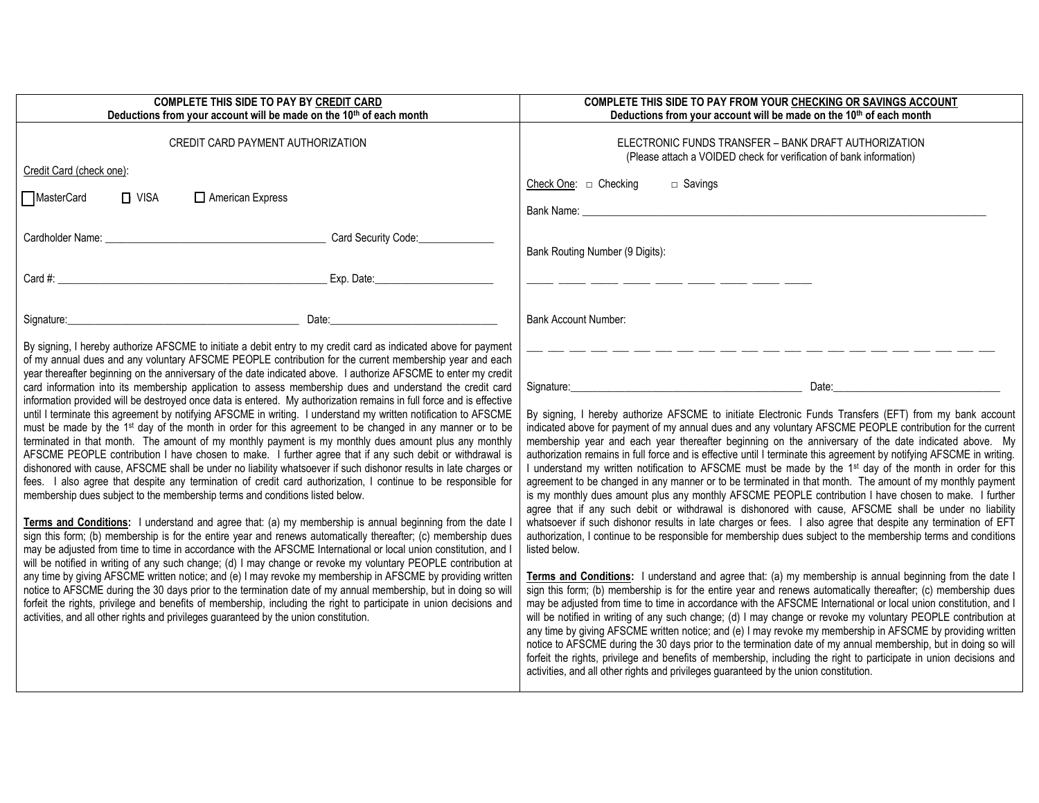**COMPLETE THIS SIDE TO PAY BY CREDIT CARD**
**Deductions from your account will be made on the 10th of each month**

CREDIT CARD PAYMENT AUTHORIZATION

Credit Card (check one):

☐ MasterCard ☐ VISA ☐ American Express

Cardholder Name: ________________________________________ Card Security Code:______________

Card #: __________________________________________________ Exp. Date:_____________________

Signature:___________________________________________ Date:______________________________

By signing, I hereby authorize AFSCME to initiate a debit entry to my credit card as indicated above for payment of my annual dues and any voluntary AFSCME PEOPLE contribution for the current membership year and each year thereafter beginning on the anniversary of the date indicated above. I authorize AFSCME to enter my credit card information into its membership application to assess membership dues and understand the credit card information provided will be destroyed once data is entered. My authorization remains in full force and is effective until I terminate this agreement by notifying AFSCME in writing. I understand my written notification to AFSCME must be made by the 1st day of the month in order for this agreement to be changed in any manner or to be terminated in that month. The amount of my monthly payment is my monthly dues amount plus any monthly AFSCME PEOPLE contribution I have chosen to make. I further agree that if any such debit or withdrawal is dishonored with cause, AFSCME shall be under no liability whatsoever if such dishonor results in late charges or fees. I also agree that despite any termination of credit card authorization, I continue to be responsible for membership dues subject to the membership terms and conditions listed below.

**Terms and Conditions:** I understand and agree that: (a) my membership is annual beginning from the date I sign this form; (b) membership is for the entire year and renews automatically thereafter; (c) membership dues may be adjusted from time to time in accordance with the AFSCME International or local union constitution, and I will be notified in writing of any such change; (d) I may change or revoke my voluntary PEOPLE contribution at any time by giving AFSCME written notice; and (e) I may revoke my membership in AFSCME by providing written notice to AFSCME during the 30 days prior to the termination date of my annual membership, but in doing so will forfeit the rights, privilege and benefits of membership, including the right to participate in union decisions and activities, and all other rights and privileges guaranteed by the union constitution.

**COMPLETE THIS SIDE TO PAY FROM YOUR CHECKING OR SAVINGS ACCOUNT**
**Deductions from your account will be made on the 10th of each month**

ELECTRONIC FUNDS TRANSFER – BANK DRAFT AUTHORIZATION
(Please attach a VOIDED check for verification of bank information)

Check One: ☐ Checking ☐ Savings

Bank Name: ______________________________________________________________________________

Bank Routing Number (9 Digits):

_____ _____ _____ _____ _____ _____ _____ _____ _____

Bank Account Number:

___ ___ ___ ___ ___ ___ ___ ___ ___ ___ ___ ___ ___ ___ ___ ___ ___ ___ ___ ___ ___ ___ ___ ___

Signature:___________________________________________ Date:______________________________

By signing, I hereby authorize AFSCME to initiate Electronic Funds Transfers (EFT) from my bank account indicated above for payment of my annual dues and any voluntary AFSCME PEOPLE contribution for the current membership year and each year thereafter beginning on the anniversary of the date indicated above. My authorization remains in full force and is effective until I terminate this agreement by notifying AFSCME in writing. I understand my written notification to AFSCME must be made by the 1st day of the month in order for this agreement to be changed in any manner or to be terminated in that month. The amount of my monthly payment is my monthly dues amount plus any monthly AFSCME PEOPLE contribution I have chosen to make. I further agree that if any such debit or withdrawal is dishonored with cause, AFSCME shall be under no liability whatsoever if such dishonor results in late charges or fees. I also agree that despite any termination of EFT authorization, I continue to be responsible for membership dues subject to the membership terms and conditions listed below.

**Terms and Conditions:** I understand and agree that: (a) my membership is annual beginning from the date I sign this form; (b) membership is for the entire year and renews automatically thereafter; (c) membership dues may be adjusted from time to time in accordance with the AFSCME International or local union constitution, and I will be notified in writing of any such change; (d) I may change or revoke my voluntary PEOPLE contribution at any time by giving AFSCME written notice; and (e) I may revoke my membership in AFSCME by providing written notice to AFSCME during the 30 days prior to the termination date of my annual membership, but in doing so will forfeit the rights, privilege and benefits of membership, including the right to participate in union decisions and activities, and all other rights and privileges guaranteed by the union constitution.